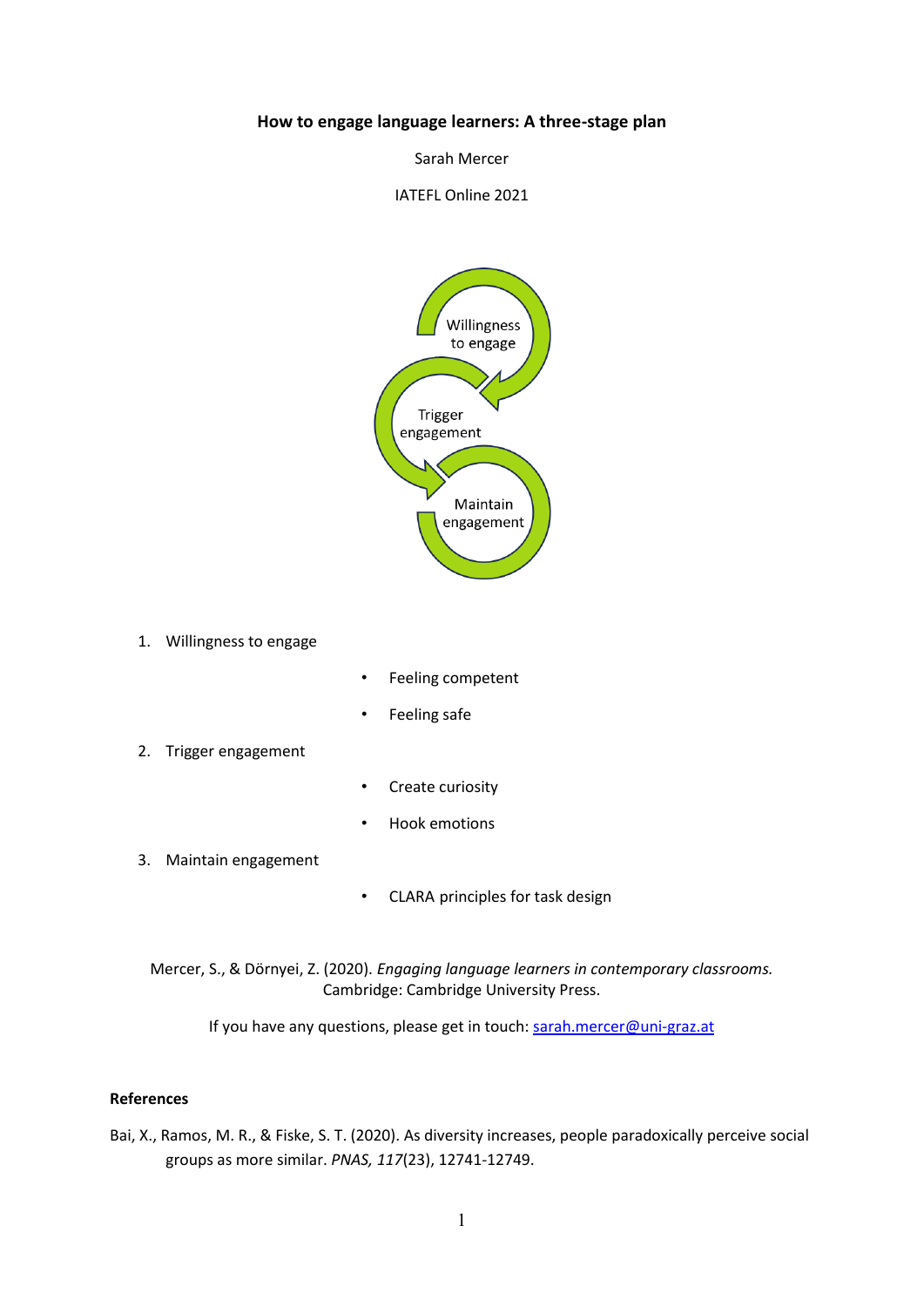**How to engage language learners: A three-stage plan**

Sarah Mercer

IATEFL Online 2021

Willingness to engage

Trigger engagement

Maintain engagement

1. Willingness to engage
   - Feeling competent
   - Feeling safe
2. Trigger engagement
   - Create curiosity
   - Hook emotions
3. Maintain engagement
   - CLARA principles for task design

Mercer, S., & Dörnyei, Z. (2020). *Engaging language learners in contemporary classrooms.* Cambridge: Cambridge University Press.

If you have any questions, please get in touch: sarah.mercer@uni-graz.at

**References**

Bai, X., Ramos, M. R., & Fiske, S. T. (2020). As diversity increases, people paradoxically perceive social groups as more similar. *PNAS, 117*(23), 12741-12749.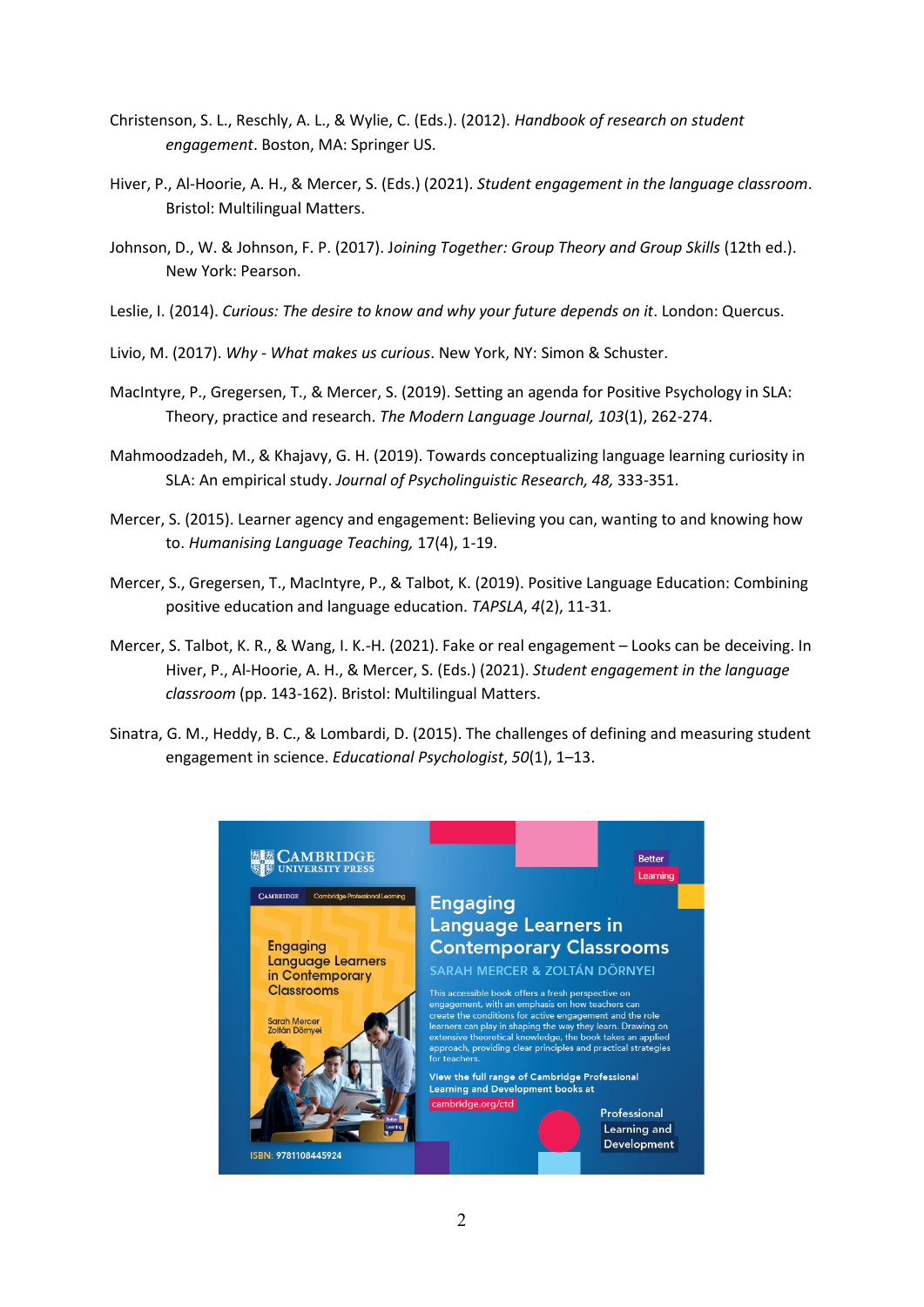Christenson, S. L., Reschly, A. L., & Wylie, C. (Eds.). (2012). *Handbook of research on student engagement*. Boston, MA: Springer US.

Hiver, P., Al-Hoorie, A. H., & Mercer, S. (Eds.) (2021). *Student engagement in the language classroom*. Bristol: Multilingual Matters.

Johnson, D., W. & Johnson, F. P. (2017). *Joining Together: Group Theory and Group Skills* (12th ed.). New York: Pearson.

Leslie, I. (2014). *Curious: The desire to know and why your future depends on it*. London: Quercus.

Livio, M. (2017). *Why - What makes us curious*. New York, NY: Simon & Schuster.

MacIntyre, P., Gregersen, T., & Mercer, S. (2019). Setting an agenda for Positive Psychology in SLA: Theory, practice and research. *The Modern Language Journal, 103*(1), 262-274.

Mahmoodzadeh, M., & Khajavy, G. H. (2019). Towards conceptualizing language learning curiosity in SLA: An empirical study. *Journal of Psycholinguistic Research, 48,* 333-351.

Mercer, S. (2015). Learner agency and engagement: Believing you can, wanting to and knowing how to. *Humanising Language Teaching,* 17(4), 1-19.

Mercer, S., Gregersen, T., MacIntyre, P., & Talbot, K. (2019). Positive Language Education: Combining positive education and language education. *TAPSLA*, *4*(2), 11-31.

Mercer, S. Talbot, K. R., & Wang, I. K.-H. (2021). Fake or real engagement – Looks can be deceiving. In Hiver, P., Al-Hoorie, A. H., & Mercer, S. (Eds.) (2021). *Student engagement in the language classroom* (pp. 143-162). Bristol: Multilingual Matters.

Sinatra, G. M., Heddy, B. C., & Lombardi, D. (2015). The challenges of defining and measuring student engagement in science. *Educational Psychologist*, *50*(1), 1–13.

Cambridge University Press

Engaging Language Learners in Contemporary Classrooms

Sarah Mercer & Zoltán Dörnyei

This accessible book offers a fresh perspective on engagement, with an emphasis on how teachers can create the conditions for active engagement and the role learners can play in shaping the way they learn. Drawing on extensive theoretical knowledge, the book takes an applied approach, providing clear principles and practical strategies for teachers.

View the full range of Cambridge Professional Learning and Development books at cambridge.org/ctd

ISBN: 9781108445924